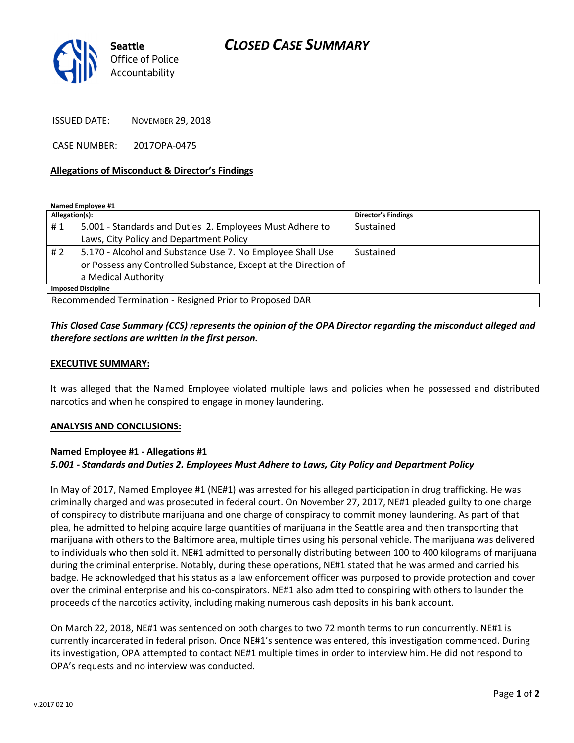Seattle Office of Police Accountability

# CLOSED CASE SUMMARY

ISSUED DATE: NOVEMBER 29, 2018

CASE NUMBER: 2017OPA-0475

## Allegations of Misconduct & Director's Findings

**Named Employee #1**

| Allegation(s): | | Director's Findings |
|---|---|---|
| # 1 | 5.001 - Standards and Duties 2. Employees Must Adhere to Laws, City Policy and Department Policy | Sustained |
| # 2 | 5.170 - Alcohol and Substance Use 7. No Employee Shall Use or Possess any Controlled Substance, Except at the Direction of a Medical Authority | Sustained |
| **Imposed Discipline** | | |
| Recommended Termination - Resigned Prior to Proposed DAR | | |

***This Closed Case Summary (CCS) represents the opinion of the OPA Director regarding the misconduct alleged and therefore sections are written in the first person.***

**EXECUTIVE SUMMARY:**

It was alleged that the Named Employee violated multiple laws and policies when he possessed and distributed narcotics and when he conspired to engage in money laundering.

**ANALYSIS AND CONCLUSIONS:**

**Named Employee #1 - Allegations #1**
***5.001 - Standards and Duties 2. Employees Must Adhere to Laws, City Policy and Department Policy***

In May of 2017, Named Employee #1 (NE#1) was arrested for his alleged participation in drug trafficking. He was criminally charged and was prosecuted in federal court. On November 27, 2017, NE#1 pleaded guilty to one charge of conspiracy to distribute marijuana and one charge of conspiracy to commit money laundering. As part of that plea, he admitted to helping acquire large quantities of marijuana in the Seattle area and then transporting that marijuana with others to the Baltimore area, multiple times using his personal vehicle. The marijuana was delivered to individuals who then sold it. NE#1 admitted to personally distributing between 100 to 400 kilograms of marijuana during the criminal enterprise. Notably, during these operations, NE#1 stated that he was armed and carried his badge. He acknowledged that his status as a law enforcement officer was purposed to provide protection and cover over the criminal enterprise and his co-conspirators. NE#1 also admitted to conspiring with others to launder the proceeds of the narcotics activity, including making numerous cash deposits in his bank account.

On March 22, 2018, NE#1 was sentenced on both charges to two 72 month terms to run concurrently. NE#1 is currently incarcerated in federal prison. Once NE#1's sentence was entered, this investigation commenced. During its investigation, OPA attempted to contact NE#1 multiple times in order to interview him. He did not respond to OPA's requests and no interview was conducted.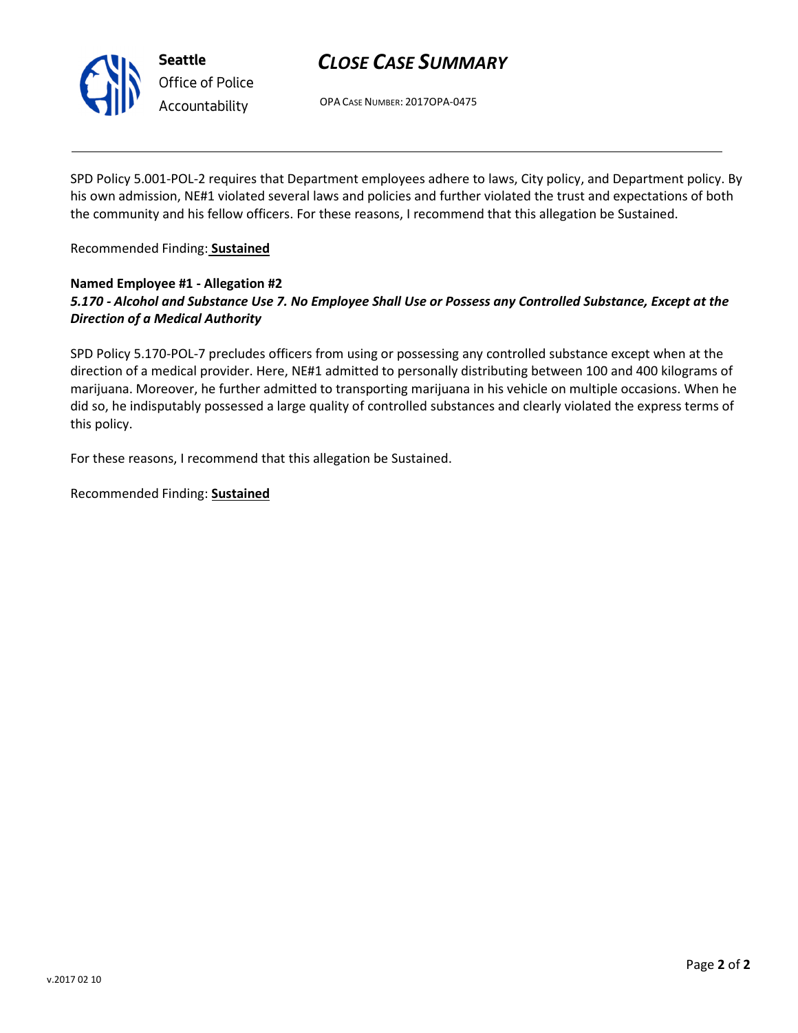SPD Policy 5.001-POL-2 requires that Department employees adhere to laws, City policy, and Department policy. By his own admission, NE#1 violated several laws and policies and further violated the trust and expectations of both the community and his fellow officers. For these reasons, I recommend that this allegation be Sustained.

Recommended Finding: **Sustained**

**Named Employee #1 - Allegation #2**
***5.170 - Alcohol and Substance Use 7. No Employee Shall Use or Possess any Controlled Substance, Except at the Direction of a Medical Authority***

SPD Policy 5.170-POL-7 precludes officers from using or possessing any controlled substance except when at the direction of a medical provider. Here, NE#1 admitted to personally distributing between 100 and 400 kilograms of marijuana. Moreover, he further admitted to transporting marijuana in his vehicle on multiple occasions. When he did so, he indisputably possessed a large quality of controlled substances and clearly violated the express terms of this policy.

For these reasons, I recommend that this allegation be Sustained.

Recommended Finding: **Sustained**